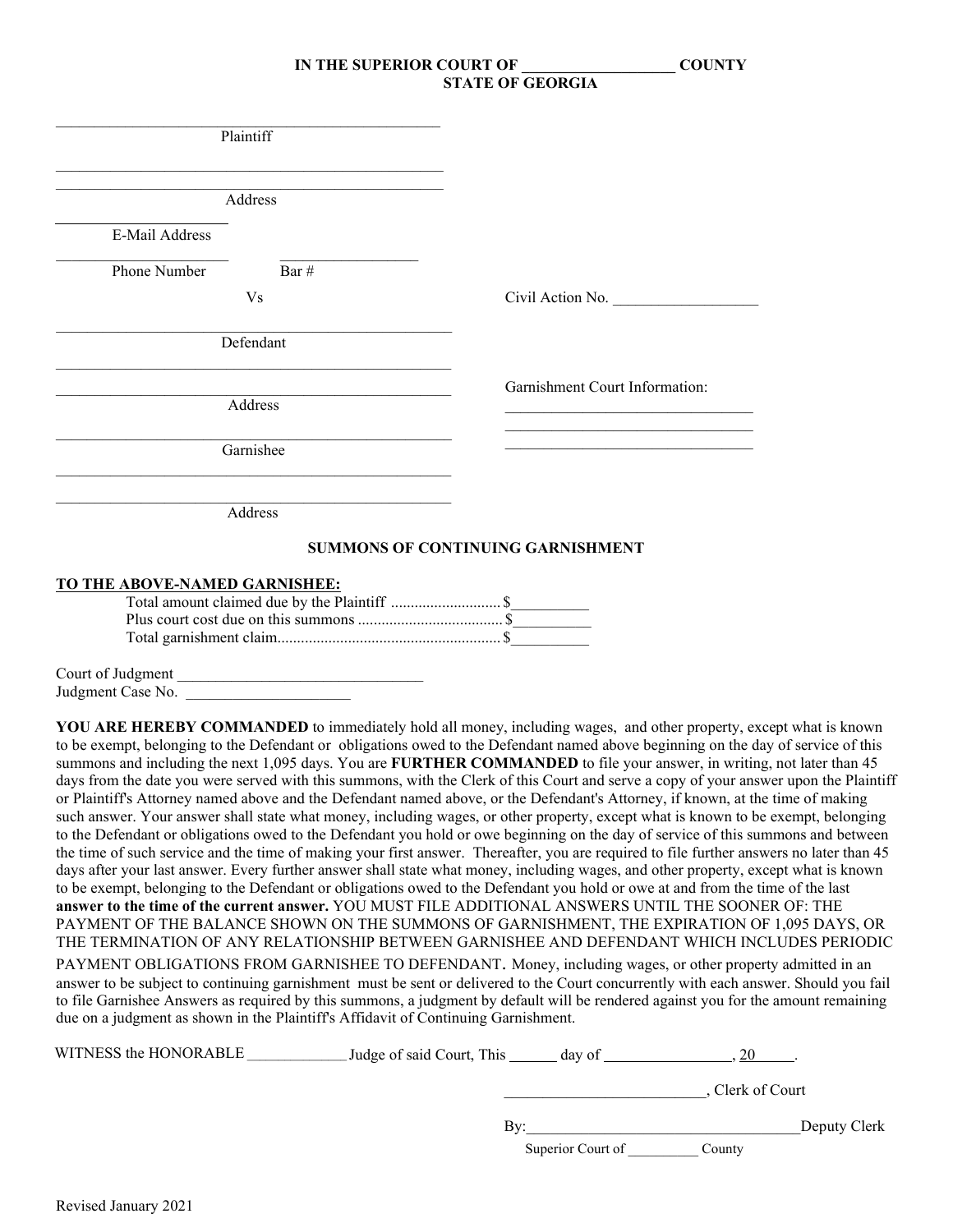**IN THE SUPERIOR COURT OF ___________________ COUNTY**
**STATE OF GEORGIA**

_______________________________________________
Plaintiff

_______________________________________________
_______________________________________________
Address

____________________
E-Mail Address

____________________ ________________
Phone Number Bar #

Vs Civil Action No. __________________

_______________________________________________
Defendant

_______________________________________________
_______________________________________________
Address

Garnishment Court Information:
________________________________
________________________________
________________________________

_______________________________________________
Garnishee

_______________________________________________
_______________________________________________
Address

**SUMMONS OF CONTINUING GARNISHMENT**

**TO THE ABOVE-NAMED GARNISHEE:**

Total amount claimed due by the Plaintiff ............................ $__________
Plus court cost due on this summons ..................................... $__________
Total garnishment claim......................................................... $__________

Court of Judgment ________________________________
Judgment Case No. _____________________

**YOU ARE HEREBY COMMANDED** to immediately hold all money, including wages, and other property, except what is known to be exempt, belonging to the Defendant or obligations owed to the Defendant named above beginning on the day of service of this summons and including the next 1,095 days. You are **FURTHER COMMANDED** to file your answer, in writing, not later than 45 days from the date you were served with this summons, with the Clerk of this Court and serve a copy of your answer upon the Plaintiff or Plaintiff's Attorney named above and the Defendant named above, or the Defendant's Attorney, if known, at the time of making such answer. Your answer shall state what money, including wages, or other property, except what is known to be exempt, belonging to the Defendant or obligations owed to the Defendant you hold or owe beginning on the day of service of this summons and between the time of such service and the time of making your first answer. Thereafter, you are required to file further answers no later than 45 days after your last answer. Every further answer shall state what money, including wages, and other property, except what is known to be exempt, belonging to the Defendant or obligations owed to the Defendant you hold or owe at and from the time of the last **answer to the time of the current answer.** YOU MUST FILE ADDITIONAL ANSWERS UNTIL THE SOONER OF: THE PAYMENT OF THE BALANCE SHOWN ON THE SUMMONS OF GARNISHMENT, THE EXPIRATION OF 1,095 DAYS, OR THE TERMINATION OF ANY RELATIONSHIP BETWEEN GARNISHEE AND DEFENDANT WHICH INCLUDES PERIODIC PAYMENT OBLIGATIONS FROM GARNISHEE TO DEFENDANT. Money, including wages, or other property admitted in an answer to be subject to continuing garnishment must be sent or delivered to the Court concurrently with each answer. Should you fail to file Garnishee Answers as required by this summons, a judgment by default will be rendered against you for the amount remaining due on a judgment as shown in the Plaintiff's Affidavit of Continuing Garnishment.

WITNESS the HONORABLE _____________ Judge of said Court, This ______ day of ________________, 20_____.

__________________________, Clerk of Court

By:____________________________________Deputy Clerk
Superior Court of __________ County

Revised January 2021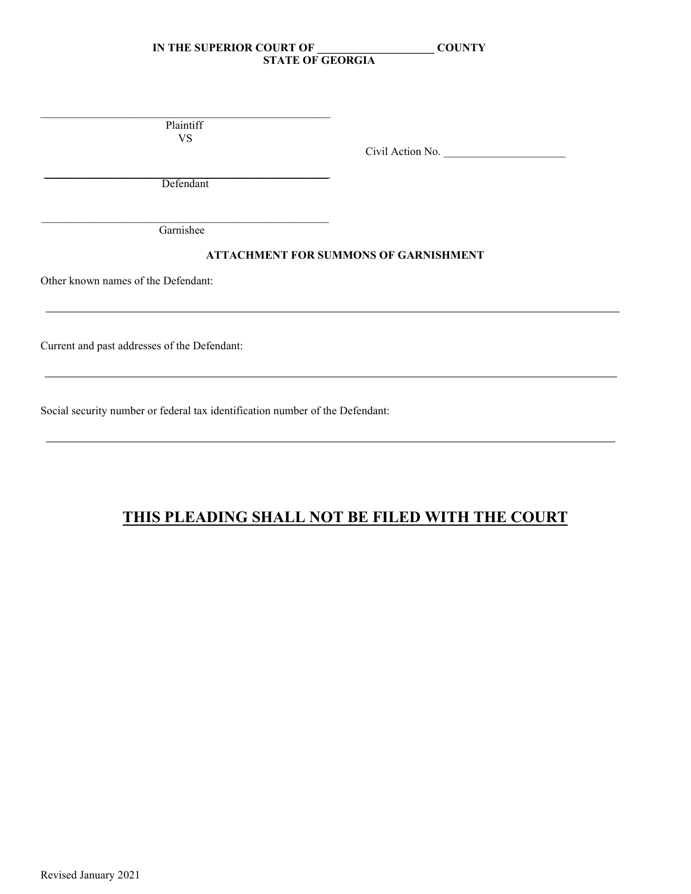**IN THE SUPERIOR COURT OF ____________________ COUNTY**
**STATE OF GEORGIA**

_____________________________________________________
Plaintiff
VS

Civil Action No. _____________________

_____________________________________________________
Defendant

_____________________________________________________
Garnishee

**ATTACHMENT FOR SUMMONS OF GARNISHMENT**

Other known names of the Defendant:

_____________________________________________________________________________________________

Current and past addresses of the Defendant:

_____________________________________________________________________________________________

Social security number or federal tax identification number of the Defendant:

_____________________________________________________________________________________________

## <u>**THIS PLEADING SHALL NOT BE FILED WITH THE COURT**</u>

Revised January 2021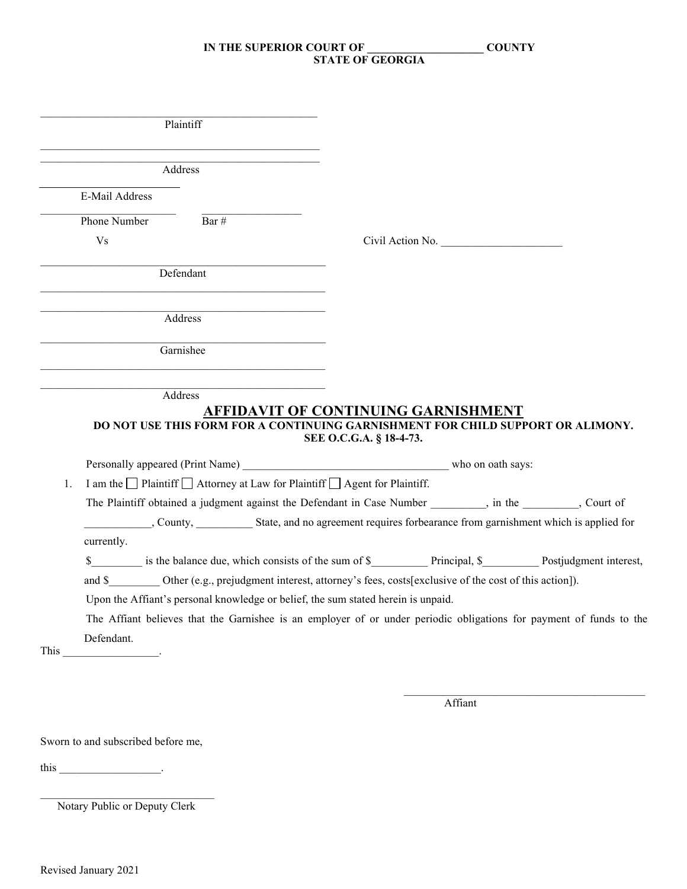**IN THE SUPERIOR COURT OF ____________________ COUNTY**
**STATE OF GEORGIA**

_______________________________________________
Plaintiff

_______________________________________________
_______________________________________________
Address

_______________________
E-Mail Address

______________________ ________________
Phone Number Bar #

Vs

Civil Action No. _____________________

_______________________________________________
Defendant

_______________________________________________
_______________________________________________
Address

_______________________________________________
Garnishee

_______________________________________________
_______________________________________________
Address

# AFFIDAVIT OF CONTINUING GARNISHMENT

**DO NOT USE THIS FORM FOR A CONTINUING GARNISHMENT FOR CHILD SUPPORT OR ALIMONY. SEE O.C.G.A. § 18-4-73.**

Personally appeared (Print Name) ____________________________________ who on oath says:

1. I am the ☐ Plaintiff ☐ Attorney at Law for Plaintiff ☐ Agent for Plaintiff.

   The Plaintiff obtained a judgment against the Defendant in Case Number _________, in the _________, Court of ___________, County, __________ State, and no agreement requires forbearance from garnishment which is applied for currently.

   $_________ is the balance due, which consists of the sum of $__________ Principal, $__________ Postjudgment interest, and $_________ Other (e.g., prejudgment interest, attorney's fees, costs[exclusive of the cost of this action]).

   Upon the Affiant's personal knowledge or belief, the sum stated herein is unpaid.

   The Affiant believes that the Garnishee is an employer of or under periodic obligations for payment of funds to the Defendant.

This ________________.

_________________________________________
Affiant

Sworn to and subscribed before me,

this _________________.

______________________________
Notary Public or Deputy Clerk

Revised January 2021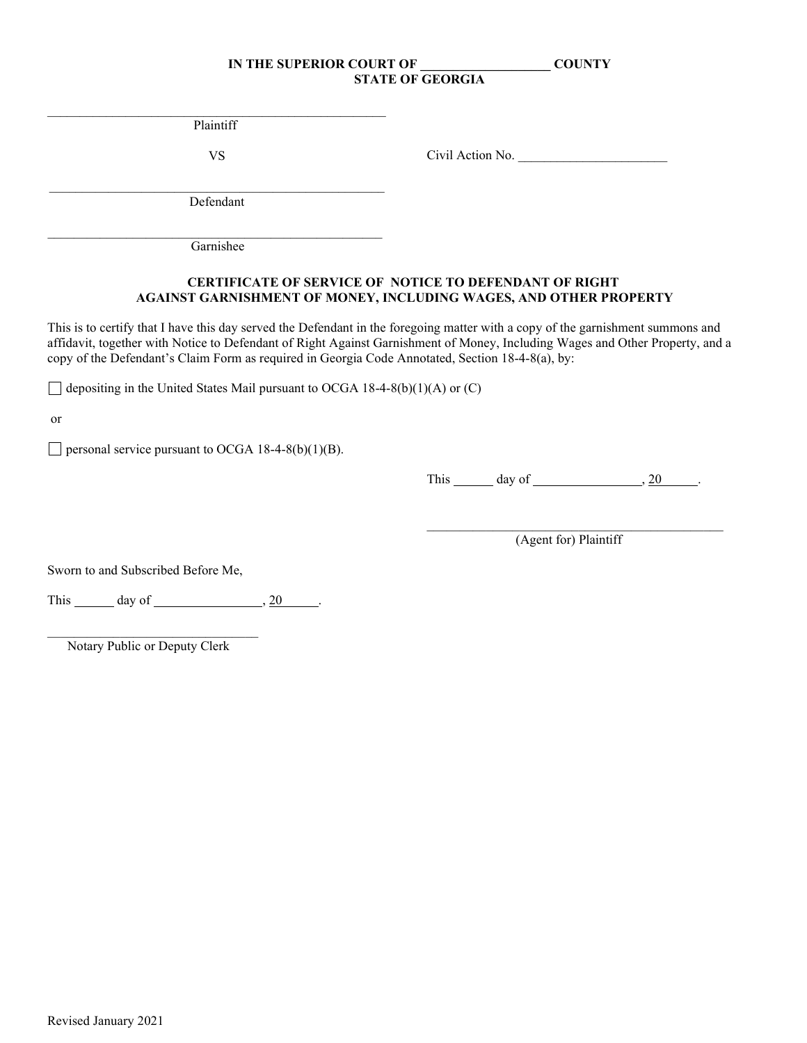**IN THE SUPERIOR COURT OF ___________________ COUNTY**
**STATE OF GEORGIA**

_______________________________________________
Plaintiff

VS

Civil Action No. ______________________

_______________________________________________
Defendant

_______________________________________________
Garnishee

**CERTIFICATE OF SERVICE OF NOTICE TO DEFENDANT OF RIGHT AGAINST GARNISHMENT OF MONEY, INCLUDING WAGES, AND OTHER PROPERTY**

This is to certify that I have this day served the Defendant in the foregoing matter with a copy of the garnishment summons and affidavit, together with Notice to Defendant of Right Against Garnishment of Money, Including Wages and Other Property, and a copy of the Defendant's Claim Form as required in Georgia Code Annotated, Section 18-4-8(a), by:

☐ depositing in the United States Mail pursuant to OCGA 18-4-8(b)(1)(A) or (C)

or

☐ personal service pursuant to OCGA 18-4-8(b)(1)(B).

This ______ day of ________________, 20______.

_____________________________________________
(Agent for) Plaintiff

Sworn to and Subscribed Before Me,

This ______ day of ________________, 20______.

________________________________
Notary Public or Deputy Clerk

Revised January 2021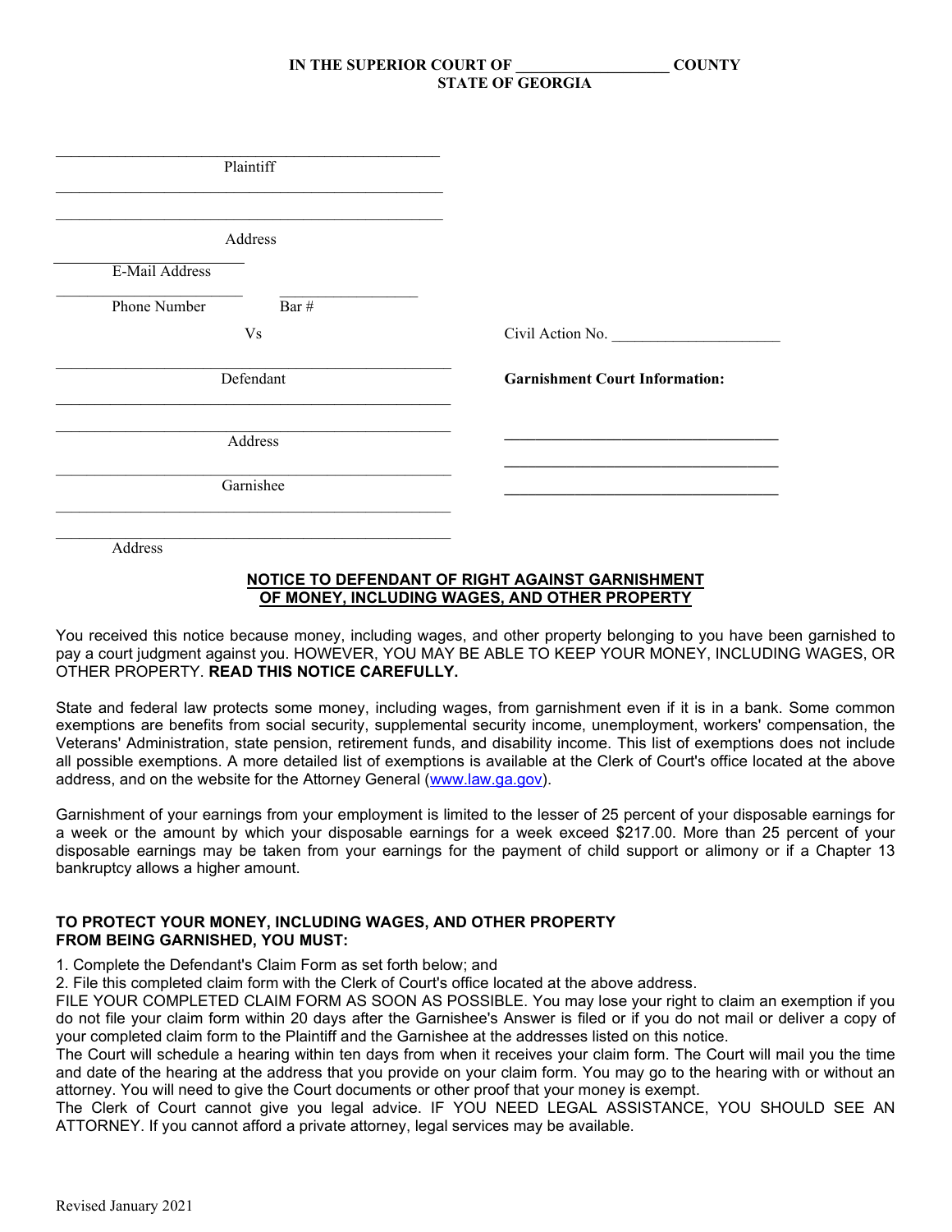**IN THE SUPERIOR COURT OF ___________________ COUNTY**
**STATE OF GEORGIA**

_______________________________________________
Plaintiff

_______________________________________________

_______________________________________________
Address

_______________________
E-Mail Address

_______________________ _________________
Phone Number Bar #

Vs Civil Action No. _____________________

_______________________________________________
Defendant

**Garnishment Court Information:**

_______________________________________________

_______________________________________________
Address

___________________________________

___________________________________

___________________________________

_______________________________________________
Garnishee

_______________________________________________

_______________________________________________
Address

**NOTICE TO DEFENDANT OF RIGHT AGAINST GARNISHMENT OF MONEY, INCLUDING WAGES, AND OTHER PROPERTY**

You received this notice because money, including wages, and other property belonging to you have been garnished to pay a court judgment against you. HOWEVER, YOU MAY BE ABLE TO KEEP YOUR MONEY, INCLUDING WAGES, OR OTHER PROPERTY. **READ THIS NOTICE CAREFULLY.**

State and federal law protects some money, including wages, from garnishment even if it is in a bank. Some common exemptions are benefits from social security, supplemental security income, unemployment, workers' compensation, the Veterans' Administration, state pension, retirement funds, and disability income. This list of exemptions does not include all possible exemptions. A more detailed list of exemptions is available at the Clerk of Court's office located at the above address, and on the website for the Attorney General (www.law.ga.gov).

Garnishment of your earnings from your employment is limited to the lesser of 25 percent of your disposable earnings for a week or the amount by which your disposable earnings for a week exceed $217.00. More than 25 percent of your disposable earnings may be taken from your earnings for the payment of child support or alimony or if a Chapter 13 bankruptcy allows a higher amount.

**TO PROTECT YOUR MONEY, INCLUDING WAGES, AND OTHER PROPERTY FROM BEING GARNISHED, YOU MUST:**

1. Complete the Defendant's Claim Form as set forth below; and
2. File this completed claim form with the Clerk of Court's office located at the above address.

FILE YOUR COMPLETED CLAIM FORM AS SOON AS POSSIBLE. You may lose your right to claim an exemption if you do not file your claim form within 20 days after the Garnishee's Answer is filed or if you do not mail or deliver a copy of your completed claim form to the Plaintiff and the Garnishee at the addresses listed on this notice.

The Court will schedule a hearing within ten days from when it receives your claim form. The Court will mail you the time and date of the hearing at the address that you provide on your claim form. You may go to the hearing with or without an attorney. You will need to give the Court documents or other proof that your money is exempt.

The Clerk of Court cannot give you legal advice. IF YOU NEED LEGAL ASSISTANCE, YOU SHOULD SEE AN ATTORNEY. If you cannot afford a private attorney, legal services may be available.

Revised January 2021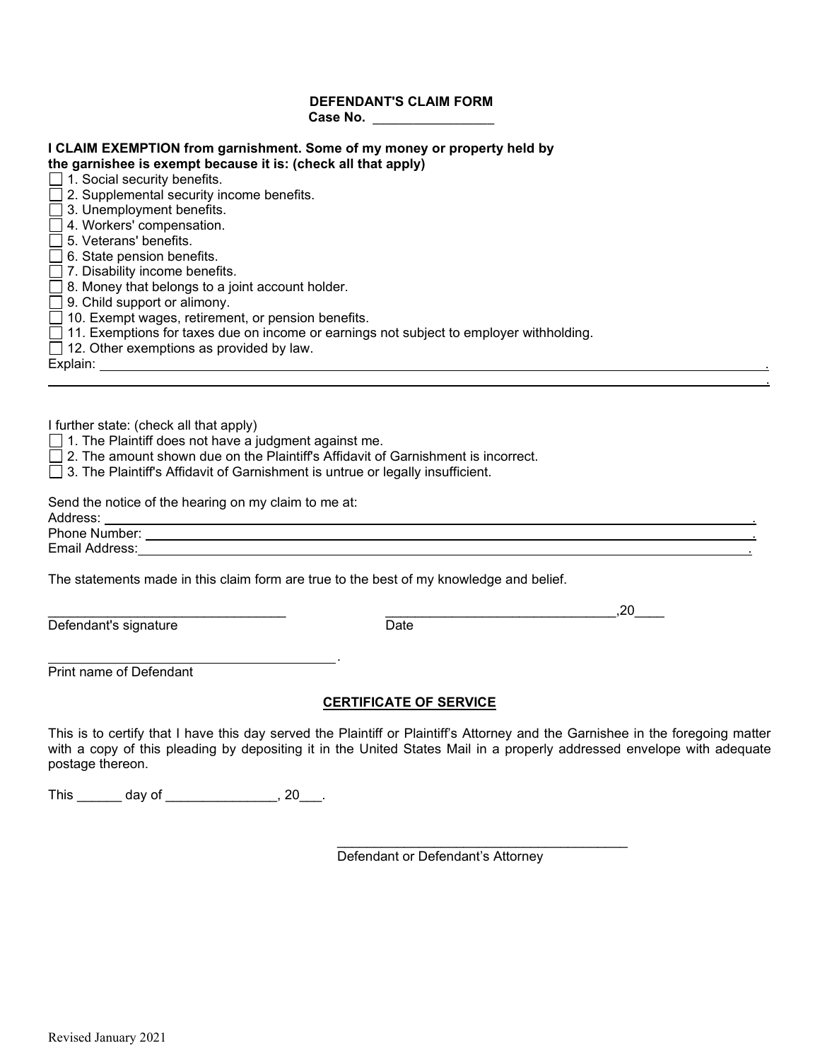**DEFENDANT'S CLAIM FORM**

**Case No. ________________**

**I CLAIM EXEMPTION from garnishment. Some of my money or property held by the garnishee is exempt because it is: (check all that apply)**

☐ 1. Social security benefits.
☐ 2. Supplemental security income benefits.
☐ 3. Unemployment benefits.
☐ 4. Workers' compensation.
☐ 5. Veterans' benefits.
☐ 6. State pension benefits.
☐ 7. Disability income benefits.
☐ 8. Money that belongs to a joint account holder.
☐ 9. Child support or alimony.
☐ 10. Exempt wages, retirement, or pension benefits.
☐ 11. Exemptions for taxes due on income or earnings not subject to employer withholding.
☐ 12. Other exemptions as provided by law.

Explain: ____________________________________________________________________________.

______________________________________________________________________________________.

I further state: (check all that apply)

☐ 1. The Plaintiff does not have a judgment against me.
☐ 2. The amount shown due on the Plaintiff's Affidavit of Garnishment is incorrect.
☐ 3. The Plaintiff's Affidavit of Garnishment is untrue or legally insufficient.

Send the notice of the hearing on my claim to me at:

Address: ____________________________________________________________________________.
Phone Number: _______________________________________________________________________.
Email Address: _______________________________________________________________________.

The statements made in this claim form are true to the best of my knowledge and belief.

________________________________ ________________________________,20____
Defendant's signature Date

________________________________________.
Print name of Defendant

## CERTIFICATE OF SERVICE

This is to certify that I have this day served the Plaintiff or Plaintiff's Attorney and the Garnishee in the foregoing matter with a copy of this pleading by depositing it in the United States Mail in a properly addressed envelope with adequate postage thereon.

This ______ day of _______________, 20___.

________________________________________
Defendant or Defendant's Attorney

Revised January 2021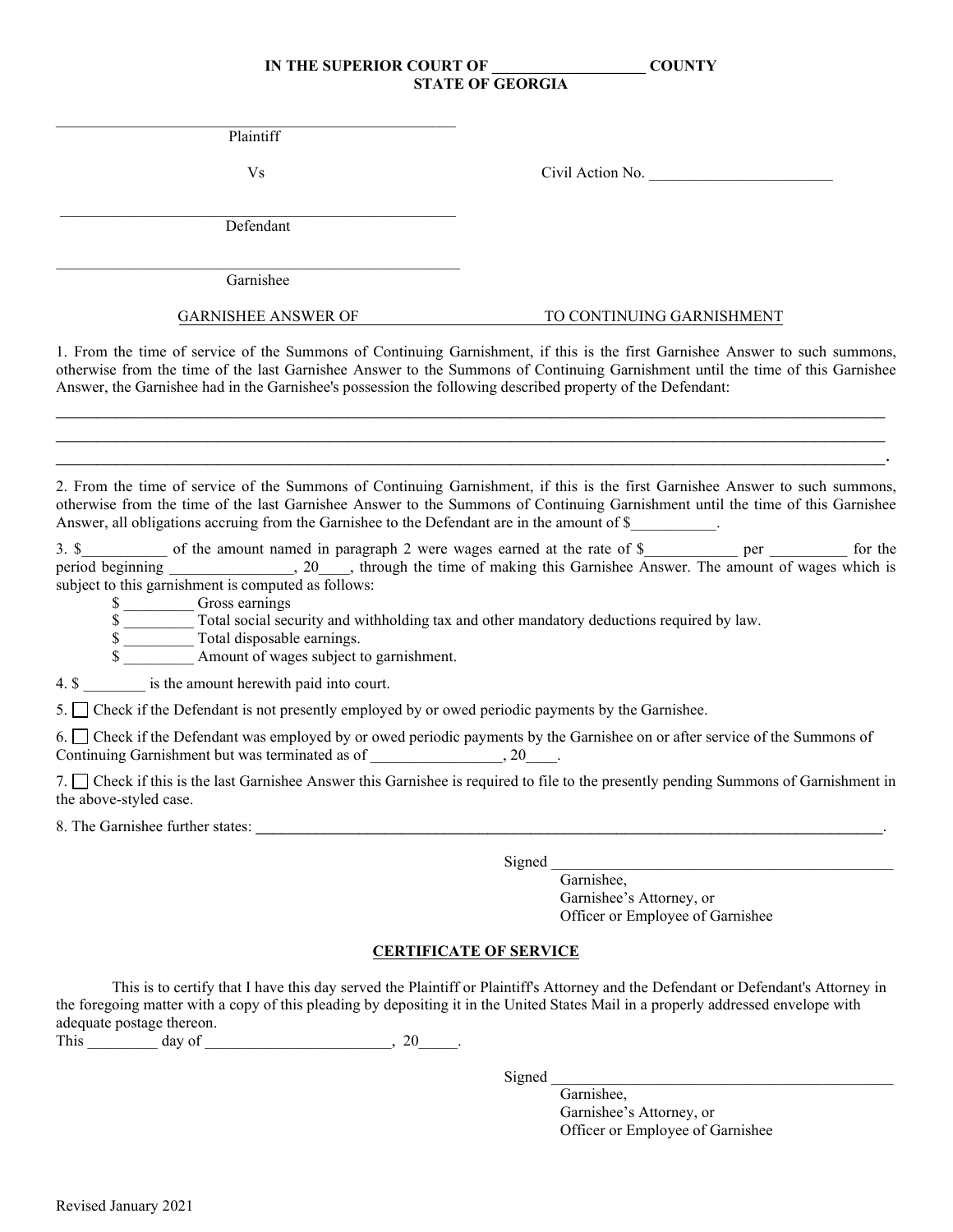**IN THE SUPERIOR COURT OF ___________________ COUNTY**
**STATE OF GEORGIA**

_____________________________________________________
Plaintiff

Vs

Civil Action No. _______________________

_____________________________________________________
Defendant

_____________________________________________________
Garnishee

GARNISHEE ANSWER OF ________________________ TO CONTINUING GARNISHMENT

1. From the time of service of the Summons of Continuing Garnishment, if this is the first Garnishee Answer to such summons, otherwise from the time of the last Garnishee Answer to the Summons of Continuing Garnishment until the time of this Garnishee Answer, the Garnishee had in the Garnishee's possession the following described property of the Defendant:

______________________________________________________________________________________________________
______________________________________________________________________________________________________
______________________________________________________________________________________________________.

2. From the time of service of the Summons of Continuing Garnishment, if this is the first Garnishee Answer to such summons, otherwise from the time of the last Garnishee Answer to the Summons of Continuing Garnishment until the time of this Garnishee Answer, all obligations accruing from the Garnishee to the Defendant are in the amount of $___________.

3. $___________ of the amount named in paragraph 2 were wages earned at the rate of $____________ per __________ for the period beginning ________________, 20____, through the time of making this Garnishee Answer. The amount of wages which is subject to this garnishment is computed as follows:

- $ _________ Gross earnings
- $ _________ Total social security and withholding tax and other mandatory deductions required by law.
- $ _________ Total disposable earnings.
- $ _________ Amount of wages subject to garnishment.

4. $ ________ is the amount herewith paid into court.

5. ☐ Check if the Defendant is not presently employed by or owed periodic payments by the Garnishee.

6. ☐ Check if the Defendant was employed by or owed periodic payments by the Garnishee on or after service of the Summons of Continuing Garnishment but was terminated as of _________________, 20____.

7. ☐ Check if this is the last Garnishee Answer this Garnishee is required to file to the presently pending Summons of Garnishment in the above-styled case.

8. The Garnishee further states: ____________________________________________________________________________.

Signed _____________________________________________
Garnishee,
Garnishee's Attorney, or
Officer or Employee of Garnishee

**CERTIFICATE OF SERVICE**

This is to certify that I have this day served the Plaintiff or Plaintiff's Attorney and the Defendant or Defendant's Attorney in the foregoing matter with a copy of this pleading by depositing it in the United States Mail in a properly addressed envelope with adequate postage thereon.

This _________ day of ________________________, 20_____.

Signed _____________________________________________
Garnishee,
Garnishee's Attorney, or
Officer or Employee of Garnishee

Revised January 2021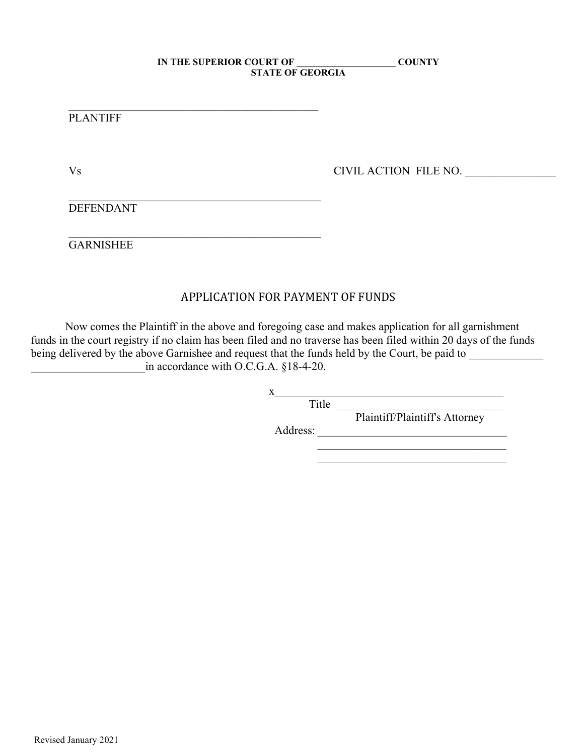**IN THE SUPERIOR COURT OF \_\_\_\_\_\_\_\_\_\_\_\_\_\_\_\_\_\_\_\_ COUNTY**
**STATE OF GEORGIA**

\_\_\_\_\_\_\_\_\_\_\_\_\_\_\_\_\_\_\_\_\_\_\_\_\_\_\_\_\_\_\_\_\_\_\_\_\_\_\_\_\_\_\_\_\_
PLANTIFF

Vs                                                                 CIVIL ACTION FILE NO. \_\_\_\_\_\_\_\_\_\_\_\_\_\_\_\_

\_\_\_\_\_\_\_\_\_\_\_\_\_\_\_\_\_\_\_\_\_\_\_\_\_\_\_\_\_\_\_\_\_\_\_\_\_\_\_\_\_\_\_\_\_
DEFENDANT

\_\_\_\_\_\_\_\_\_\_\_\_\_\_\_\_\_\_\_\_\_\_\_\_\_\_\_\_\_\_\_\_\_\_\_\_\_\_\_\_\_\_\_\_\_
GARNISHEE

## APPLICATION FOR PAYMENT OF FUNDS

Now comes the Plaintiff in the above and foregoing case and makes application for all garnishment funds in the court registry if no claim has been filed and no traverse has been filed within 20 days of the funds being delivered by the above Garnishee and request that the funds held by the Court, be paid to \_\_\_\_\_\_\_\_\_\_\_\_\_ \_\_\_\_\_\_\_\_\_\_\_\_\_\_\_\_\_\_\_\_in accordance with O.C.G.A. §18-4-20.

x\_\_\_\_\_\_\_\_\_\_\_\_\_\_\_\_\_\_\_\_\_\_\_\_\_\_\_\_\_\_\_\_\_\_\_\_\_\_\_\_\_
Title \_\_\_\_\_\_\_\_\_\_\_\_\_\_\_\_\_\_\_\_\_\_\_\_\_\_\_\_\_\_
Plaintiff/Plaintiff's Attorney
Address: \_\_\_\_\_\_\_\_\_\_\_\_\_\_\_\_\_\_\_\_\_\_\_\_\_\_\_\_\_\_\_\_\_\_
\_\_\_\_\_\_\_\_\_\_\_\_\_\_\_\_\_\_\_\_\_\_\_\_\_\_\_\_\_\_\_\_\_\_
\_\_\_\_\_\_\_\_\_\_\_\_\_\_\_\_\_\_\_\_\_\_\_\_\_\_\_\_\_\_\_\_\_\_

Revised January 2021